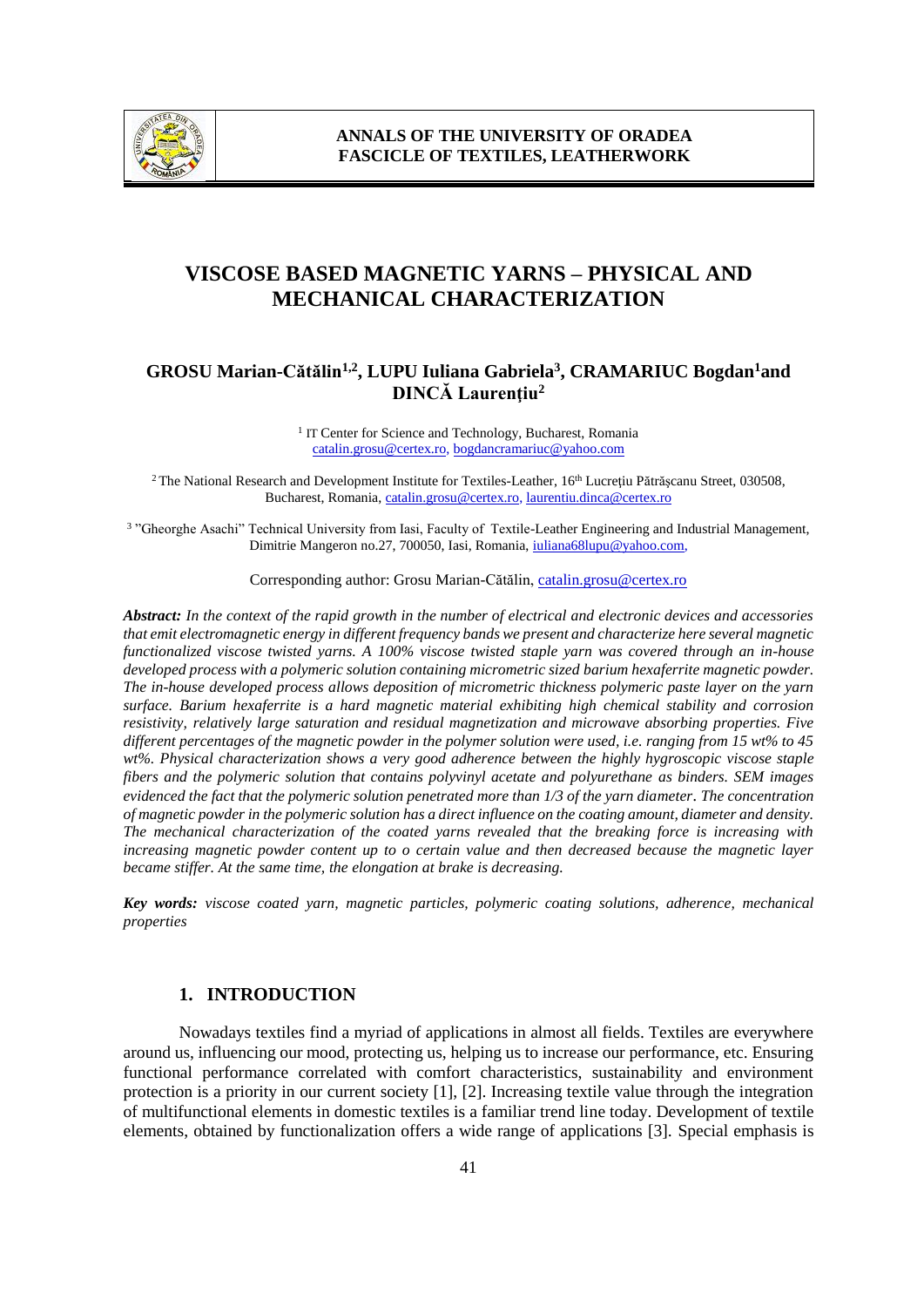# VISCOSE BASED MAGNETIC YARNS – PHYSICAL AND MECHANICAL CHARACTERIZATION

**GROSU Marian-Cătălin[1,2], LUPU Iuliana Gabriela[3], CRAMARIUC Bogdan[1] and DINCĂ Laurențiu[2]**

[1] IT Center for Science and Technology, Bucharest, Romania
catalin.grosu@certex.ro, bogdancramariuc@yahoo.com

[2] The National Research and Development Institute for Textiles-Leather, 16th Lucrețiu Pătrăşcanu Street, 030508, Bucharest, Romania, catalin.grosu@certex.ro, laurentiu.dinca@certex.ro

[3] "Gheorghe Asachi" Technical University from Iasi, Faculty of Textile-Leather Engineering and Industrial Management, Dimitrie Mangeron no.27, 700050, Iasi, Romania, iuliana68lupu@yahoo.com,

Corresponding author: Grosu Marian-Cătălin, catalin.grosu@certex.ro

***Abstract:*** *In the context of the rapid growth in the number of electrical and electronic devices and accessories that emit electromagnetic energy in different frequency bands we present and characterize here several magnetic functionalized viscose twisted yarns. A 100% viscose twisted staple yarn was covered through an in-house developed process with a polymeric solution containing micrometric sized barium hexaferrite magnetic powder. The in-house developed process allows deposition of micrometric thickness polymeric paste layer on the yarn surface. Barium hexaferrite is a hard magnetic material exhibiting high chemical stability and corrosion resistivity, relatively large saturation and residual magnetization and microwave absorbing properties. Five different percentages of the magnetic powder in the polymer solution were used, i.e. ranging from 15 wt% to 45 wt%. Physical characterization shows a very good adherence between the highly hygroscopic viscose staple fibers and the polymeric solution that contains polyvinyl acetate and polyurethane as binders. SEM images evidenced the fact that the polymeric solution penetrated more than 1/3 of the yarn diameter. The concentration of magnetic powder in the polymeric solution has a direct influence on the coating amount, diameter and density. The mechanical characterization of the coated yarns revealed that the breaking force is increasing with increasing magnetic powder content up to o certain value and then decreased because the magnetic layer became stiffer. At the same time, the elongation at brake is decreasing.*

***Key words:*** *viscose coated yarn, magnetic particles, polymeric coating solutions, adherence, mechanical properties*

## 1. INTRODUCTION

Nowadays textiles find a myriad of applications in almost all fields. Textiles are everywhere around us, influencing our mood, protecting us, helping us to increase our performance, etc. Ensuring functional performance correlated with comfort characteristics, sustainability and environment protection is a priority in our current society [1], [2]. Increasing textile value through the integration of multifunctional elements in domestic textiles is a familiar trend line today. Development of textile elements, obtained by functionalization offers a wide range of applications [3]. Special emphasis is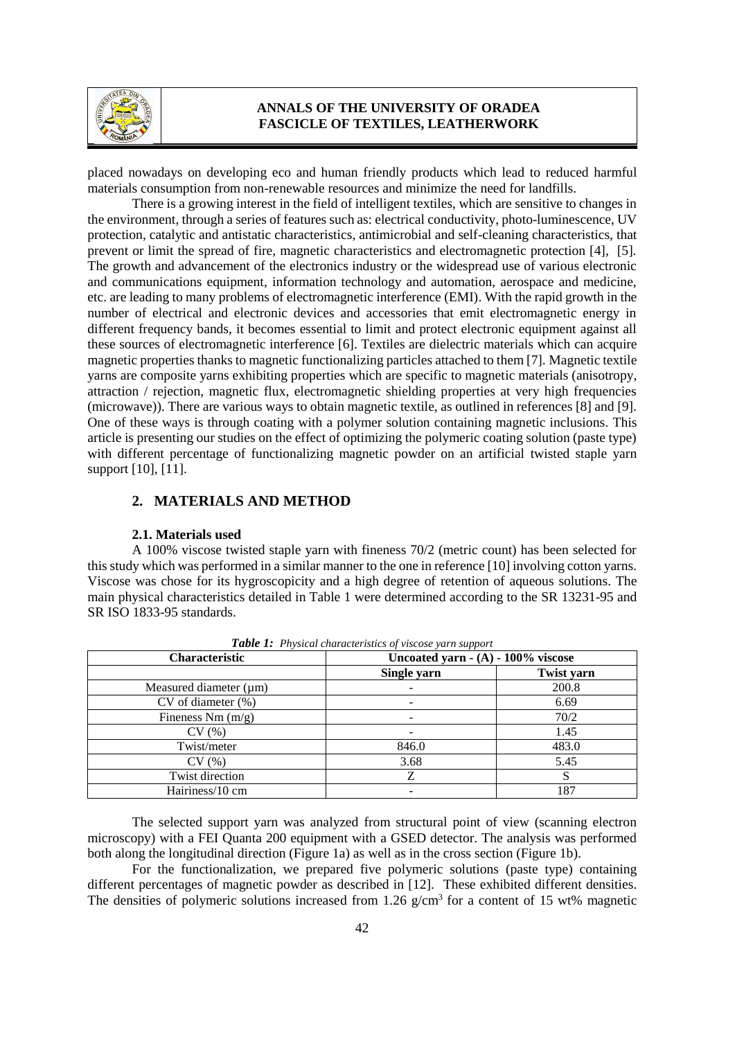placed nowadays on developing eco and human friendly products which lead to reduced harmful materials consumption from non-renewable resources and minimize the need for landfills.

There is a growing interest in the field of intelligent textiles, which are sensitive to changes in the environment, through a series of features such as: electrical conductivity, photo-luminescence, UV protection, catalytic and antistatic characteristics, antimicrobial and self-cleaning characteristics, that prevent or limit the spread of fire, magnetic characteristics and electromagnetic protection [4], [5]. The growth and advancement of the electronics industry or the widespread use of various electronic and communications equipment, information technology and automation, aerospace and medicine, etc. are leading to many problems of electromagnetic interference (EMI). With the rapid growth in the number of electrical and electronic devices and accessories that emit electromagnetic energy in different frequency bands, it becomes essential to limit and protect electronic equipment against all these sources of electromagnetic interference [6]. Textiles are dielectric materials which can acquire magnetic properties thanks to magnetic functionalizing particles attached to them [7]. Magnetic textile yarns are composite yarns exhibiting properties which are specific to magnetic materials (anisotropy, attraction / rejection, magnetic flux, electromagnetic shielding properties at very high frequencies (microwave)). There are various ways to obtain magnetic textile, as outlined in references [8] and [9]. One of these ways is through coating with a polymer solution containing magnetic inclusions. This article is presenting our studies on the effect of optimizing the polymeric coating solution (paste type) with different percentage of functionalizing magnetic powder on an artificial twisted staple yarn support [10], [11].

## 2. MATERIALS AND METHOD

### 2.1. Materials used

A 100% viscose twisted staple yarn with fineness 70/2 (metric count) has been selected for this study which was performed in a similar manner to the one in reference [10] involving cotton yarns. Viscose was chose for its hygroscopicity and a high degree of retention of aqueous solutions. The main physical characteristics detailed in Table 1 were determined according to the SR 13231-95 and SR ISO 1833-95 standards.

***Table 1:*** *Physical characteristics of viscose yarn support*

| Characteristic | Uncoated yarn - (A) - 100% viscose | |
|---|---|---|
| | **Single yarn** | **Twist yarn** |
| Measured diameter (μm) | - | 200.8 |
| CV of diameter (%) | - | 6.69 |
| Fineness Nm (m/g) | - | 70/2 |
| CV (%) | - | 1.45 |
| Twist/meter | 846.0 | 483.0 |
| CV (%) | 3.68 | 5.45 |
| Twist direction | Z | S |
| Hairiness/10 cm | - | 187 |

The selected support yarn was analyzed from structural point of view (scanning electron microscopy) with a FEI Quanta 200 equipment with a GSED detector. The analysis was performed both along the longitudinal direction (Figure 1a) as well as in the cross section (Figure 1b).

For the functionalization, we prepared five polymeric solutions (paste type) containing different percentages of magnetic powder as described in [12]. These exhibited different densities. The densities of polymeric solutions increased from 1.26 g/cm$^3$ for a content of 15 wt% magnetic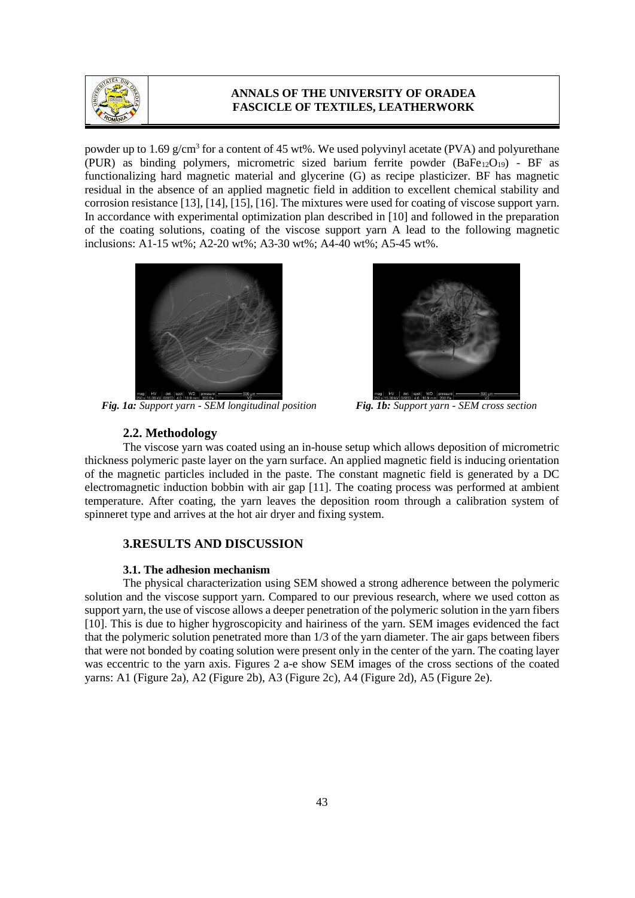powder up to 1.69 g/cm$^3$ for a content of 45 wt%. We used polyvinyl acetate (PVA) and polyurethane (PUR) as binding polymers, micrometric sized barium ferrite powder ($BaFe_{12}O_{19}$) - BF as functionalizing hard magnetic material and glycerine (G) as recipe plasticizer. BF has magnetic residual in the absence of an applied magnetic field in addition to excellent chemical stability and corrosion resistance [13], [14], [15], [16]. The mixtures were used for coating of viscose support yarn. In accordance with experimental optimization plan described in [10] and followed in the preparation of the coating solutions, coating of the viscose support yarn A lead to the following magnetic inclusions: A1-15 wt%; A2-20 wt%; A3-30 wt%; A4-40 wt%; A5-45 wt%.

***Fig. 1a:** Support yarn - SEM longitudinal position*

***Fig. 1b:** Support yarn - SEM cross section*

### 2.2. Methodology

The viscose yarn was coated using an in-house setup which allows deposition of micrometric thickness polymeric paste layer on the yarn surface. An applied magnetic field is inducing orientation of the magnetic particles included in the paste. The constant magnetic field is generated by a DC electromagnetic induction bobbin with air gap [11]. The coating process was performed at ambient temperature. After coating, the yarn leaves the deposition room through a calibration system of spinneret type and arrives at the hot air dryer and fixing system.

## 3.RESULTS AND DISCUSSION

### 3.1. The adhesion mechanism

The physical characterization using SEM showed a strong adherence between the polymeric solution and the viscose support yarn. Compared to our previous research, where we used cotton as support yarn, the use of viscose allows a deeper penetration of the polymeric solution in the yarn fibers [10]. This is due to higher hygroscopicity and hairiness of the yarn. SEM images evidenced the fact that the polymeric solution penetrated more than 1/3 of the yarn diameter. The air gaps between fibers that were not bonded by coating solution were present only in the center of the yarn. The coating layer was eccentric to the yarn axis. Figures 2 a-e show SEM images of the cross sections of the coated yarns: A1 (Figure 2a), A2 (Figure 2b), A3 (Figure 2c), A4 (Figure 2d), A5 (Figure 2e).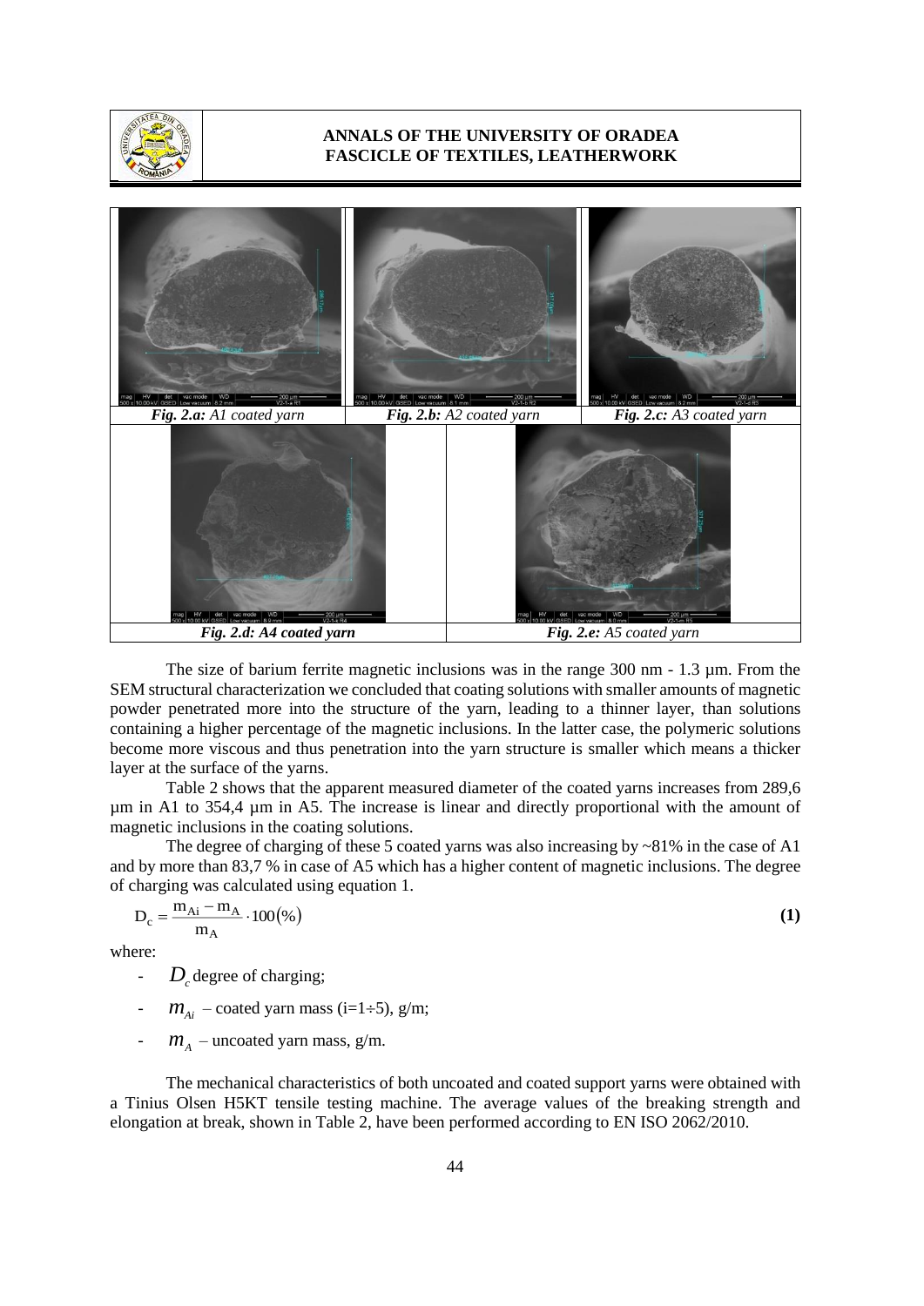*Fig. 2.a: A1 coated yarn*

*Fig. 2.b: A2 coated yarn*

*Fig. 2.c: A3 coated yarn*

*Fig. 2.d: A4 coated yarn*

*Fig. 2.e: A5 coated yarn*

The size of barium ferrite magnetic inclusions was in the range 300 nm - 1.3 µm. From the SEM structural characterization we concluded that coating solutions with smaller amounts of magnetic powder penetrated more into the structure of the yarn, leading to a thinner layer, than solutions containing a higher percentage of the magnetic inclusions. In the latter case, the polymeric solutions become more viscous and thus penetration into the yarn structure is smaller which means a thicker layer at the surface of the yarns.

Table 2 shows that the apparent measured diameter of the coated yarns increases from 289,6 µm in A1 to 354,4 µm in A5. The increase is linear and directly proportional with the amount of magnetic inclusions in the coating solutions.

The degree of charging of these 5 coated yarns was also increasing by ~81% in the case of A1 and by more than 83,7 % in case of A5 which has a higher content of magnetic inclusions. The degree of charging was calculated using equation 1.

$$D_c = \frac{m_{Ai} - m_A}{m_A} \cdot 100(\%) \tag{1}$$

where:

- $D_c$ degree of charging;
- $m_{Ai}$ – coated yarn mass (i=1÷5), g/m;
- $m_A$ – uncoated yarn mass, g/m.

The mechanical characteristics of both uncoated and coated support yarns were obtained with a Tinius Olsen H5KT tensile testing machine. The average values of the breaking strength and elongation at break, shown in Table 2, have been performed according to EN ISO 2062/2010.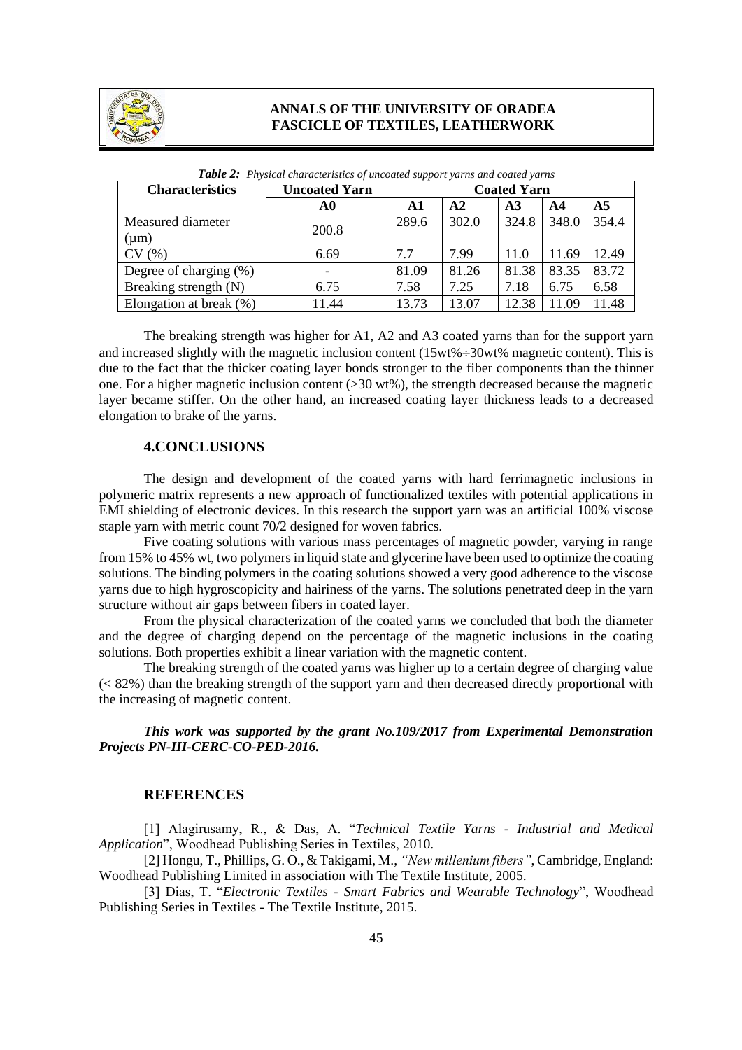***Table 2:*** *Physical characteristics of uncoated support yarns and coated yarns*

| Characteristics | Uncoated Yarn | Coated Yarn | | | | |
|---|---|---|---|---|---|---|
| | **A0** | **A1** | **A2** | **A3** | **A4** | **A5** |
| Measured diameter (μm) | 200.8 | 289.6 | 302.0 | 324.8 | 348.0 | 354.4 |
| CV (%) | 6.69 | 7.7 | 7.99 | 11.0 | 11.69 | 12.49 |
| Degree of charging (%) | - | 81.09 | 81.26 | 81.38 | 83.35 | 83.72 |
| Breaking strength (N) | 6.75 | 7.58 | 7.25 | 7.18 | 6.75 | 6.58 |
| Elongation at break (%) | 11.44 | 13.73 | 13.07 | 12.38 | 11.09 | 11.48 |

The breaking strength was higher for A1, A2 and A3 coated yarns than for the support yarn and increased slightly with the magnetic inclusion content (15wt%÷30wt% magnetic content). This is due to the fact that the thicker coating layer bonds stronger to the fiber components than the thinner one. For a higher magnetic inclusion content (>30 wt%), the strength decreased because the magnetic layer became stiffer. On the other hand, an increased coating layer thickness leads to a decreased elongation to brake of the yarns.

## 4.CONCLUSIONS

The design and development of the coated yarns with hard ferrimagnetic inclusions in polymeric matrix represents a new approach of functionalized textiles with potential applications in EMI shielding of electronic devices. In this research the support yarn was an artificial 100% viscose staple yarn with metric count 70/2 designed for woven fabrics.

Five coating solutions with various mass percentages of magnetic powder, varying in range from 15% to 45% wt, two polymers in liquid state and glycerine have been used to optimize the coating solutions. The binding polymers in the coating solutions showed a very good adherence to the viscose yarns due to high hygroscopicity and hairiness of the yarns. The solutions penetrated deep in the yarn structure without air gaps between fibers in coated layer.

From the physical characterization of the coated yarns we concluded that both the diameter and the degree of charging depend on the percentage of the magnetic inclusions in the coating solutions. Both properties exhibit a linear variation with the magnetic content.

The breaking strength of the coated yarns was higher up to a certain degree of charging value (< 82%) than the breaking strength of the support yarn and then decreased directly proportional with the increasing of magnetic content.

***This work was supported by the grant No.109/2017 from Experimental Demonstration Projects PN-III-CERC-CO-PED-2016.***

## REFERENCES

[1] Alagirusamy, R., & Das, A. "*Technical Textile Yarns - Industrial and Medical Application*", Woodhead Publishing Series in Textiles, 2010.

[2] Hongu, T., Phillips, G. O., & Takigami, M., *"New millenium fibers"*, Cambridge, England: Woodhead Publishing Limited in association with The Textile Institute, 2005.

[3] Dias, T. "*Electronic Textiles - Smart Fabrics and Wearable Technology*", Woodhead Publishing Series in Textiles - The Textile Institute, 2015.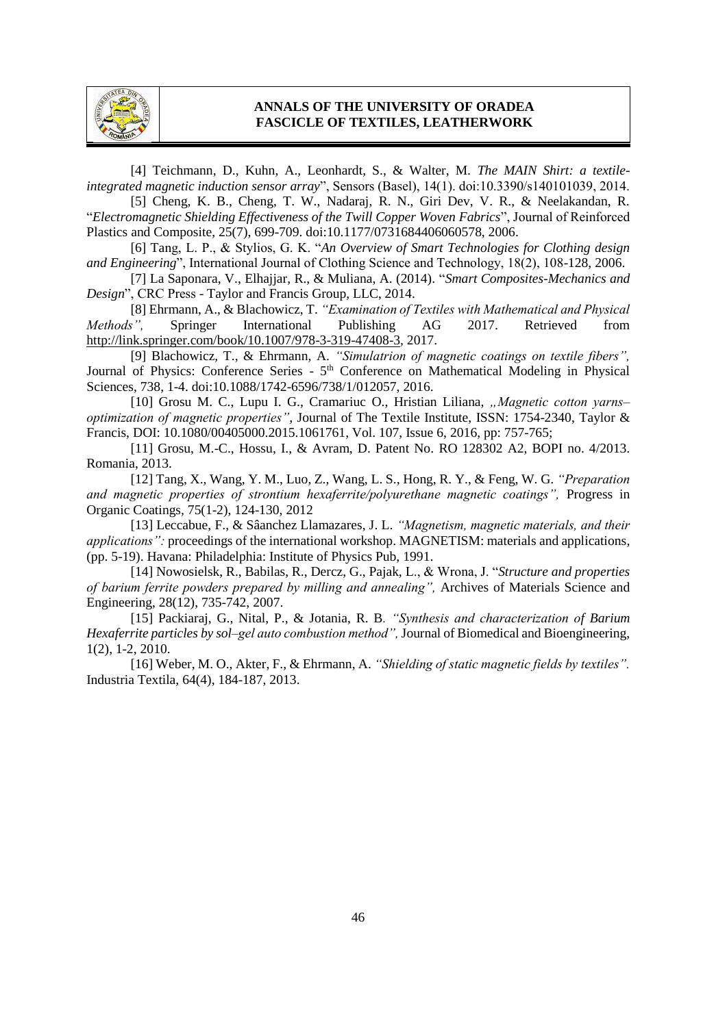[4] Teichmann, D., Kuhn, A., Leonhardt, S., & Walter, M. *The MAIN Shirt: a textile-integrated magnetic induction sensor array*", Sensors (Basel), 14(1). doi:10.3390/s140101039, 2014.

[5] Cheng, K. B., Cheng, T. W., Nadaraj, R. N., Giri Dev, V. R., & Neelakandan, R. "*Electromagnetic Shielding Effectiveness of the Twill Copper Woven Fabrics*", Journal of Reinforced Plastics and Composite, 25(7), 699-709. doi:10.1177/0731684406060578, 2006.

[6] Tang, L. P., & Stylios, G. K. "*An Overview of Smart Technologies for Clothing design and Engineering*", International Journal of Clothing Science and Technology, 18(2), 108-128, 2006.

[7] La Saponara, V., Elhajjar, R., & Muliana, A. (2014). "*Smart Composites-Mechanics and Design*", CRC Press - Taylor and Francis Group, LLC, 2014.

[8] Ehrmann, A., & Blachowicz, T. *"Examination of Textiles with Mathematical and Physical Methods",* Springer International Publishing AG 2017. Retrieved from http://link.springer.com/book/10.1007/978-3-319-47408-3, 2017.

[9] Blachowicz, T., & Ehrmann, A. *"Simulatrion of magnetic coatings on textile fibers",* Journal of Physics: Conference Series - 5th Conference on Mathematical Modeling in Physical Sciences, 738, 1-4. doi:10.1088/1742-6596/738/1/012057, 2016.

[10] Grosu M. C., Lupu I. G., Cramariuc O., Hristian Liliana, *„Magnetic cotton yarns– optimization of magnetic properties"*, Journal of The Textile Institute, ISSN: 1754-2340, Taylor & Francis, DOI: 10.1080/00405000.2015.1061761, Vol. 107, Issue 6, 2016, pp: 757-765;

[11] Grosu, M.-C., Hossu, I., & Avram, D. Patent No. RO 128302 A2, BOPI no. 4/2013. Romania, 2013.

[12] Tang, X., Wang, Y. M., Luo, Z., Wang, L. S., Hong, R. Y., & Feng, W. G. *"Preparation and magnetic properties of strontium hexaferrite/polyurethane magnetic coatings",* Progress in Organic Coatings, 75(1-2), 124-130, 2012

[13] Leccabue, F., & Sâanchez Llamazares, J. L. *"Magnetism, magnetic materials, and their applications":* proceedings of the international workshop. MAGNETISM: materials and applications, (pp. 5-19). Havana: Philadelphia: Institute of Physics Pub, 1991.

[14] Nowosielsk, R., Babilas, R., Dercz, G., Pajak, L., & Wrona, J. "*Structure and properties of barium ferrite powders prepared by milling and annealing",* Archives of Materials Science and Engineering, 28(12), 735-742, 2007.

[15] Packiaraj, G., Nital, P., & Jotania, R. B. *"Synthesis and characterization of Barium Hexaferrite particles by sol–gel auto combustion method",* Journal of Biomedical and Bioengineering, 1(2), 1-2, 2010.

[16] Weber, M. O., Akter, F., & Ehrmann, A. *"Shielding of static magnetic fields by textiles".* Industria Textila, 64(4), 184-187, 2013.